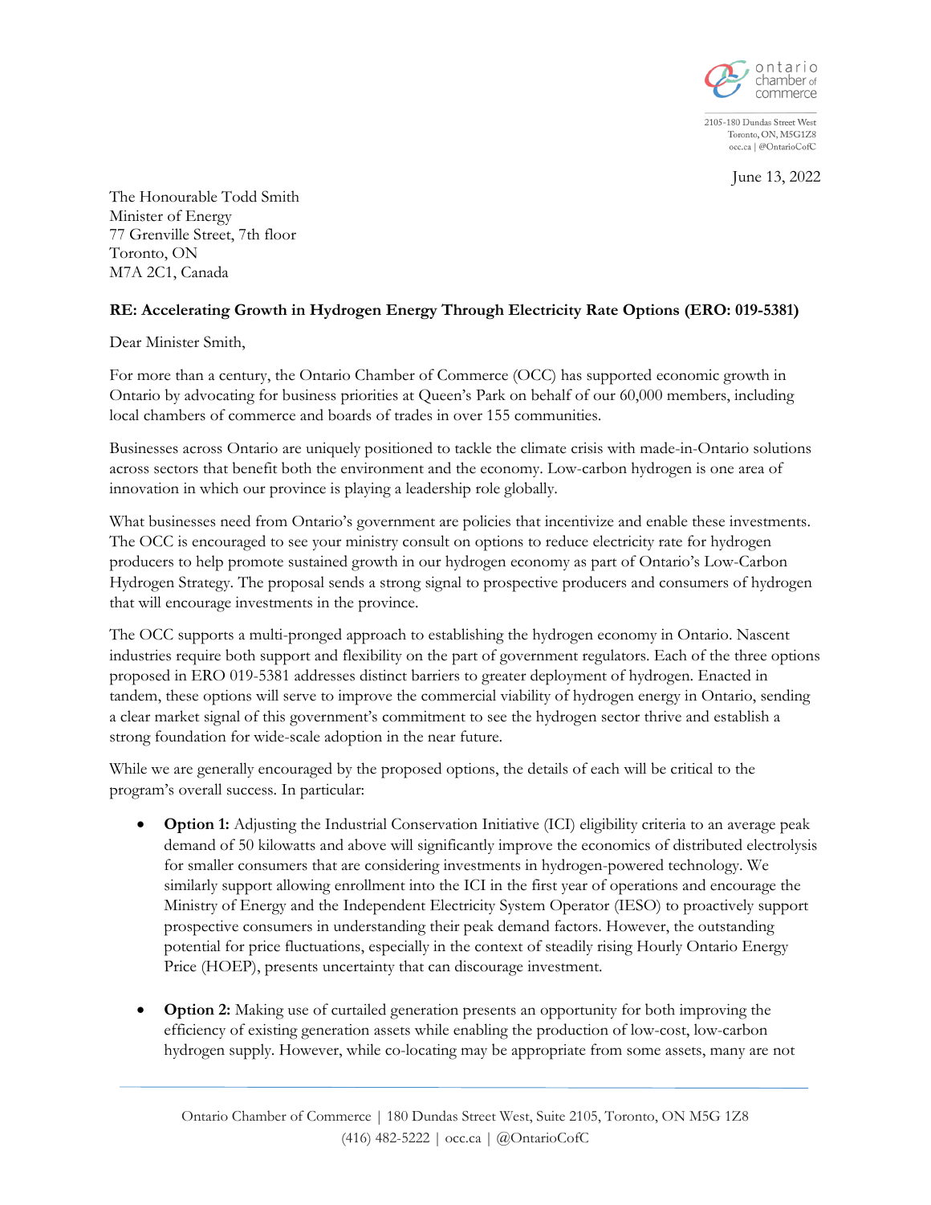ontario chamber of commerce

2105-180 Dundas Street West
Toronto, ON, M5G1Z8
occ.ca | @OntarioCofC

June 13, 2022

The Honourable Todd Smith
Minister of Energy
77 Grenville Street, 7th floor
Toronto, ON
M7A 2C1, Canada

**RE: Accelerating Growth in Hydrogen Energy Through Electricity Rate Options (ERO: 019-5381)**

Dear Minister Smith,

For more than a century, the Ontario Chamber of Commerce (OCC) has supported economic growth in Ontario by advocating for business priorities at Queen's Park on behalf of our 60,000 members, including local chambers of commerce and boards of trades in over 155 communities.

Businesses across Ontario are uniquely positioned to tackle the climate crisis with made-in-Ontario solutions across sectors that benefit both the environment and the economy. Low-carbon hydrogen is one area of innovation in which our province is playing a leadership role globally.

What businesses need from Ontario's government are policies that incentivize and enable these investments. The OCC is encouraged to see your ministry consult on options to reduce electricity rate for hydrogen producers to help promote sustained growth in our hydrogen economy as part of Ontario's Low-Carbon Hydrogen Strategy. The proposal sends a strong signal to prospective producers and consumers of hydrogen that will encourage investments in the province.

The OCC supports a multi-pronged approach to establishing the hydrogen economy in Ontario. Nascent industries require both support and flexibility on the part of government regulators. Each of the three options proposed in ERO 019-5381 addresses distinct barriers to greater deployment of hydrogen. Enacted in tandem, these options will serve to improve the commercial viability of hydrogen energy in Ontario, sending a clear market signal of this government's commitment to see the hydrogen sector thrive and establish a strong foundation for wide-scale adoption in the near future.

While we are generally encouraged by the proposed options, the details of each will be critical to the program's overall success. In particular:

- **Option 1:** Adjusting the Industrial Conservation Initiative (ICI) eligibility criteria to an average peak demand of 50 kilowatts and above will significantly improve the economics of distributed electrolysis for smaller consumers that are considering investments in hydrogen-powered technology. We similarly support allowing enrollment into the ICI in the first year of operations and encourage the Ministry of Energy and the Independent Electricity System Operator (IESO) to proactively support prospective consumers in understanding their peak demand factors. However, the outstanding potential for price fluctuations, especially in the context of steadily rising Hourly Ontario Energy Price (HOEP), presents uncertainty that can discourage investment.

- **Option 2:** Making use of curtailed generation presents an opportunity for both improving the efficiency of existing generation assets while enabling the production of low-cost, low-carbon hydrogen supply. However, while co-locating may be appropriate from some assets, many are not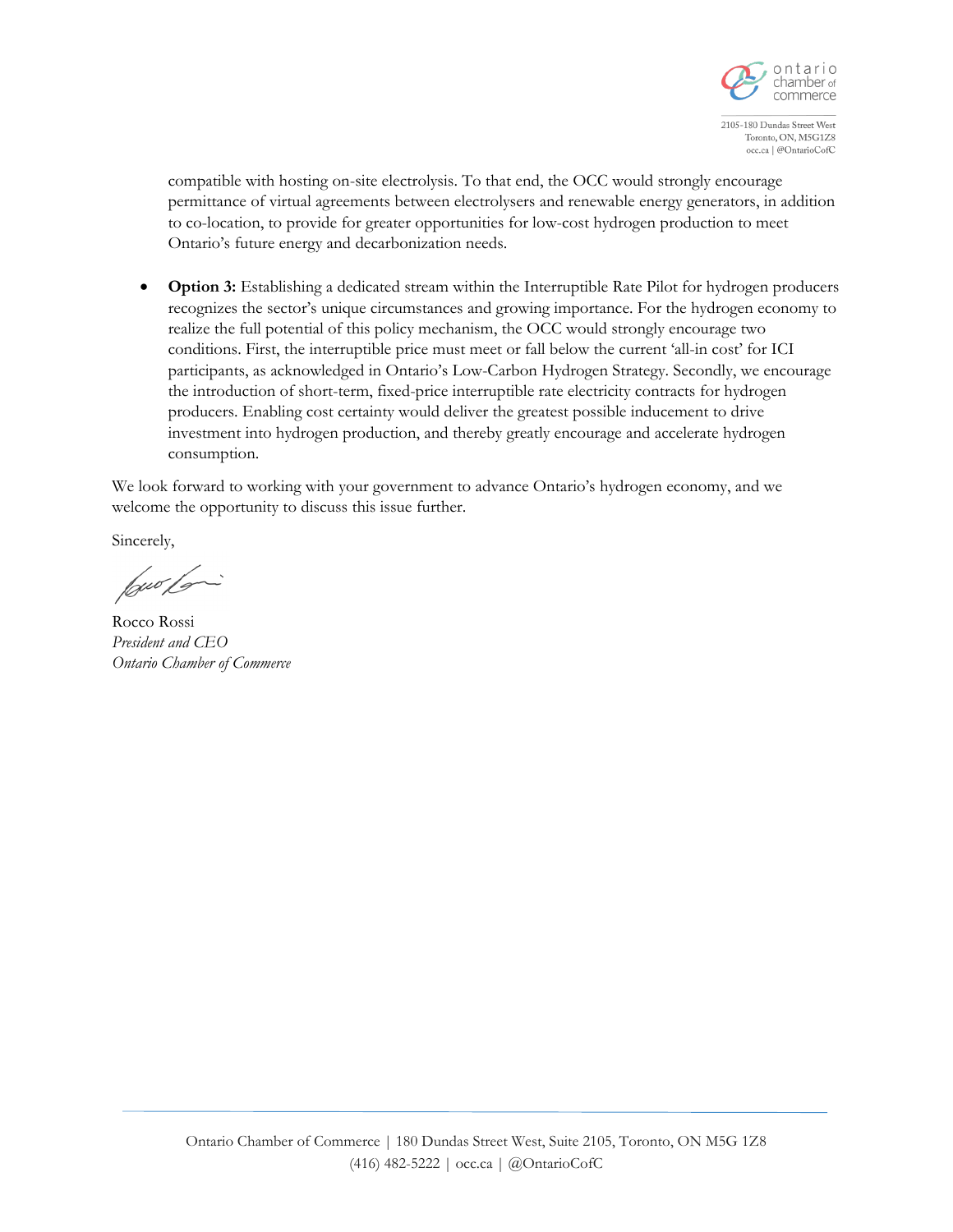compatible with hosting on-site electrolysis. To that end, the OCC would strongly encourage permittance of virtual agreements between electrolysers and renewable energy generators, in addition to co-location, to provide for greater opportunities for low-cost hydrogen production to meet Ontario's future energy and decarbonization needs.

- **Option 3:** Establishing a dedicated stream within the Interruptible Rate Pilot for hydrogen producers recognizes the sector's unique circumstances and growing importance. For the hydrogen economy to realize the full potential of this policy mechanism, the OCC would strongly encourage two conditions. First, the interruptible price must meet or fall below the current 'all-in cost' for ICI participants, as acknowledged in Ontario's Low-Carbon Hydrogen Strategy. Secondly, we encourage the introduction of short-term, fixed-price interruptible rate electricity contracts for hydrogen producers. Enabling cost certainty would deliver the greatest possible inducement to drive investment into hydrogen production, and thereby greatly encourage and accelerate hydrogen consumption.

We look forward to working with your government to advance Ontario's hydrogen economy, and we welcome the opportunity to discuss this issue further.

Sincerely,

Rocco Rossi
*President and CEO*
*Ontario Chamber of Commerce*